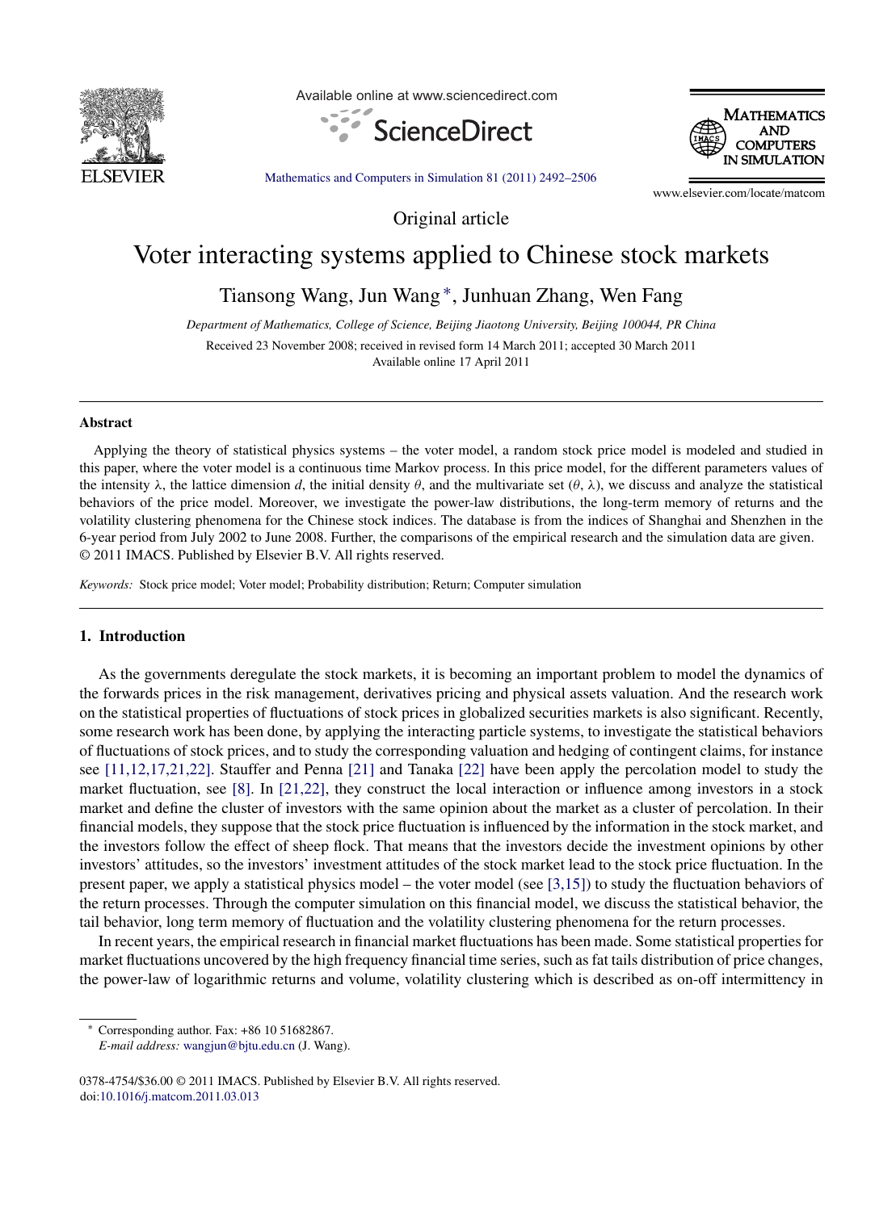Original article

# Voter interacting systems applied to Chinese stock markets

Tiansong Wang, Jun Wang*, Junhuan Zhang, Wen Fang

*Department of Mathematics, College of Science, Beijing Jiaotong University, Beijing 100044, PR China*

Received 23 November 2008; received in revised form 14 March 2011; accepted 30 March 2011
Available online 17 April 2011

---

## Abstract

Applying the theory of statistical physics systems – the voter model, a random stock price model is modeled and studied in this paper, where the voter model is a continuous time Markov process. In this price model, for the different parameters values of the intensity $\lambda$, the lattice dimension $d$, the initial density $\theta$, and the multivariate set $(\theta, \lambda)$, we discuss and analyze the statistical behaviors of the price model. Moreover, we investigate the power-law distributions, the long-term memory of returns and the volatility clustering phenomena for the Chinese stock indices. The database is from the indices of Shanghai and Shenzhen in the 6-year period from July 2002 to June 2008. Further, the comparisons of the empirical research and the simulation data are given.
© 2011 IMACS. Published by Elsevier B.V. All rights reserved.

*Keywords:* Stock price model; Voter model; Probability distribution; Return; Computer simulation

---

## 1. Introduction

As the governments deregulate the stock markets, it is becoming an important problem to model the dynamics of the forwards prices in the risk management, derivatives pricing and physical assets valuation. And the research work on the statistical properties of fluctuations of stock prices in globalized securities markets is also significant. Recently, some research work has been done, by applying the interacting particle systems, to investigate the statistical behaviors of fluctuations of stock prices, and to study the corresponding valuation and hedging of contingent claims, for instance see [11,12,17,21,22]. Stauffer and Penna [21] and Tanaka [22] have been apply the percolation model to study the market fluctuation, see [8]. In [21,22], they construct the local interaction or influence among investors in a stock market and define the cluster of investors with the same opinion about the market as a cluster of percolation. In their financial models, they suppose that the stock price fluctuation is influenced by the information in the stock market, and the investors follow the effect of sheep flock. That means that the investors decide the investment opinions by other investors' attitudes, so the investors' investment attitudes of the stock market lead to the stock price fluctuation. In the present paper, we apply a statistical physics model – the voter model (see [3,15]) to study the fluctuation behaviors of the return processes. Through the computer simulation on this financial model, we discuss the statistical behavior, the tail behavior, long term memory of fluctuation and the volatility clustering phenomena for the return processes.

In recent years, the empirical research in financial market fluctuations has been made. Some statistical properties for market fluctuations uncovered by the high frequency financial time series, such as fat tails distribution of price changes, the power-law of logarithmic returns and volume, volatility clustering which is described as on-off intermittency in

---

* Corresponding author. Fax: +86 10 51682867.
*E-mail address:* wangjun@bjtu.edu.cn (J. Wang).

0378-4754/$36.00 © 2011 IMACS. Published by Elsevier B.V. All rights reserved.
doi:10.1016/j.matcom.2011.03.013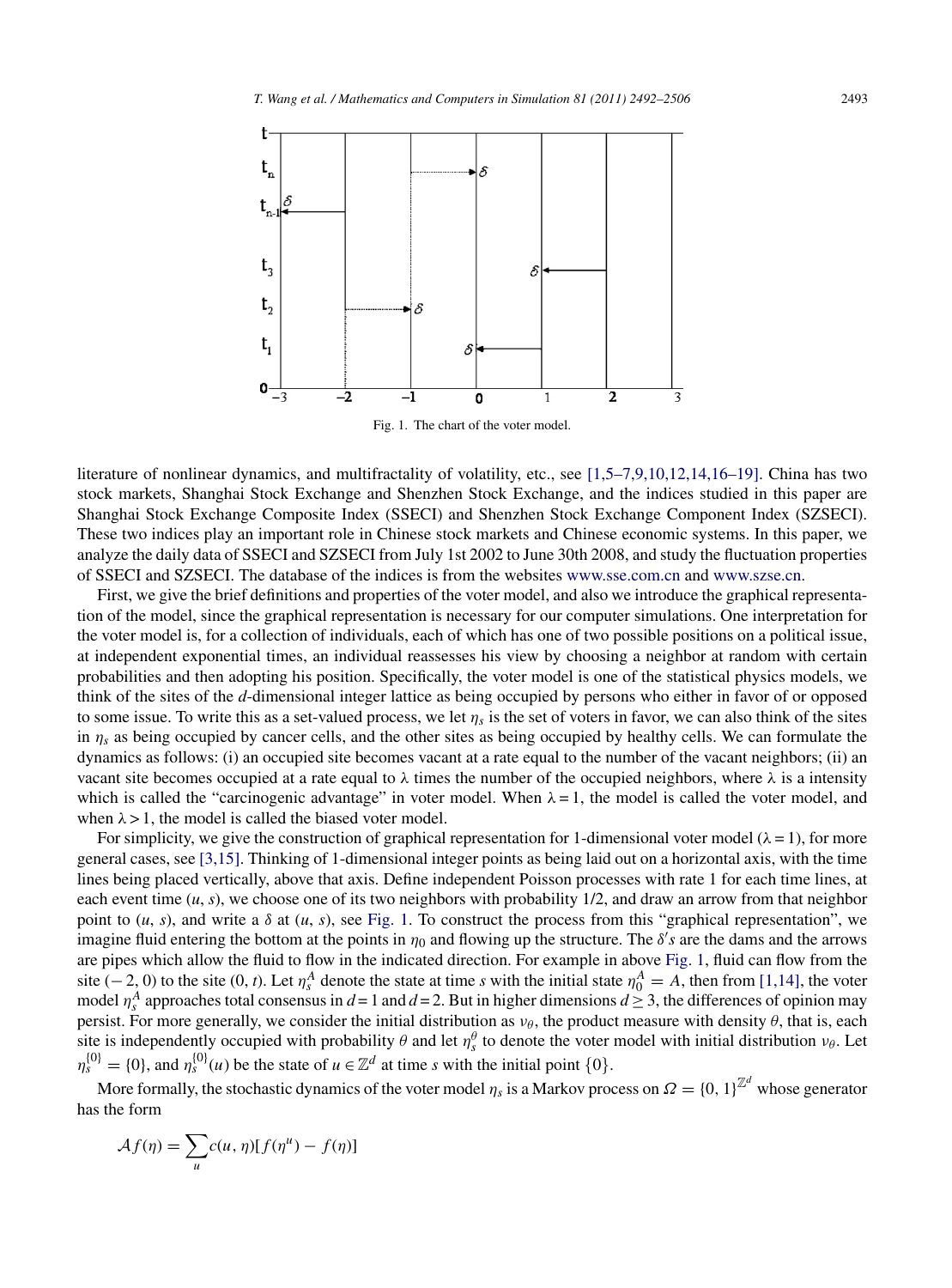Fig. 1. The chart of the voter model.

literature of nonlinear dynamics, and multifractality of volatility, etc., see [1,5–7,9,10,12,14,16–19]. China has two stock markets, Shanghai Stock Exchange and Shenzhen Stock Exchange, and the indices studied in this paper are Shanghai Stock Exchange Composite Index (SSECI) and Shenzhen Stock Exchange Component Index (SZSECI). These two indices play an important role in Chinese stock markets and Chinese economic systems. In this paper, we analyze the daily data of SSECI and SZSECI from July 1st 2002 to June 30th 2008, and study the fluctuation properties of SSECI and SZSECI. The database of the indices is from the websites www.sse.com.cn and www.szse.cn.

First, we give the brief definitions and properties of the voter model, and also we introduce the graphical representation of the model, since the graphical representation is necessary for our computer simulations. One interpretation for the voter model is, for a collection of individuals, each of which has one of two possible positions on a political issue, at independent exponential times, an individual reassesses his view by choosing a neighbor at random with certain probabilities and then adopting his position. Specifically, the voter model is one of the statistical physics models, we think of the sites of the $d$-dimensional integer lattice as being occupied by persons who either in favor of or opposed to some issue. To write this as a set-valued process, we let $\eta_s$ is the set of voters in favor, we can also think of the sites in $\eta_s$ as being occupied by cancer cells, and the other sites as being occupied by healthy cells. We can formulate the dynamics as follows: (i) an occupied site becomes vacant at a rate equal to the number of the vacant neighbors; (ii) an vacant site becomes occupied at a rate equal to λ times the number of the occupied neighbors, where λ is a intensity which is called the "carcinogenic advantage" in voter model. When λ = 1, the model is called the voter model, and when λ > 1, the model is called the biased voter model.

For simplicity, we give the construction of graphical representation for 1-dimensional voter model (λ = 1), for more general cases, see [3,15]. Thinking of 1-dimensional integer points as being laid out on a horizontal axis, with the time lines being placed vertically, above that axis. Define independent Poisson processes with rate 1 for each time lines, at each event time $(u, s)$, we choose one of its two neighbors with probability 1/2, and draw an arrow from that neighbor point to $(u, s)$, and write a $\delta$ at $(u, s)$, see Fig. 1. To construct the process from this "graphical representation", we imagine fluid entering the bottom at the points in $\eta_0$ and flowing up the structure. The $\delta' s$ are the dams and the arrows are pipes which allow the fluid to flow in the indicated direction. For example in above Fig. 1, fluid can flow from the site $(-2, 0)$ to the site $(0, t)$. Let $\eta_s^A$ denote the state at time $s$ with the initial state $\eta_0^A = A$, then from [1,14], the voter model $\eta_s^A$ approaches total consensus in $d = 1$ and $d = 2$. But in higher dimensions $d \geq 3$, the differences of opinion may persist. For more generally, we consider the initial distribution as $\nu_\theta$, the product measure with density $\theta$, that is, each site is independently occupied with probability $\theta$ and let $\eta_s^\theta$ to denote the voter model with initial distribution $\nu_\theta$. Let $\eta_s^{\{0\}} = \{0\}$, and $\eta_s^{\{0\}}(u)$ be the state of $u \in \mathbb{Z}^d$ at time $s$ with the initial point $\{0\}$.

More formally, the stochastic dynamics of the voter model $\eta_s$ is a Markov process on $\Omega = \{0, 1\}^{\mathbb{Z}^d}$ whose generator has the form

$$\mathcal{A}f(\eta) = \sum_{u} c(u, \eta)[f(\eta^u) - f(\eta)]$$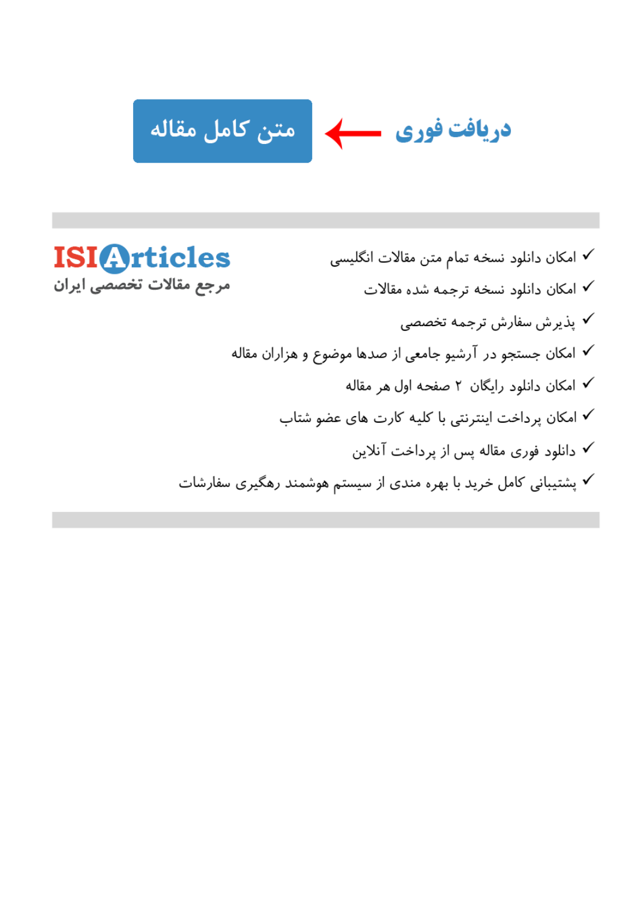دریافت فوری ← متن کامل مقاله

**ISIArticles**
مرجع مقالات تخصصی ایران

- ✓ امکان دانلود نسخه تمام متن مقالات انگلیسی
- ✓ امکان دانلود نسخه ترجمه شده مقالات
- ✓ پذیرش سفارش ترجمه تخصصی
- ✓ امکان جستجو در آرشیو جامعی از صدها موضوع و هزاران مقاله
- ✓ امکان دانلود رایگان ۲ صفحه اول هر مقاله
- ✓ امکان پرداخت اینترنتی با کلیه کارت های عضو شتاب
- ✓ دانلود فوری مقاله پس از پرداخت آنلاین
- ✓ پشتیبانی کامل خرید با بهره مندی از سیستم هوشمند رهگیری سفارشات